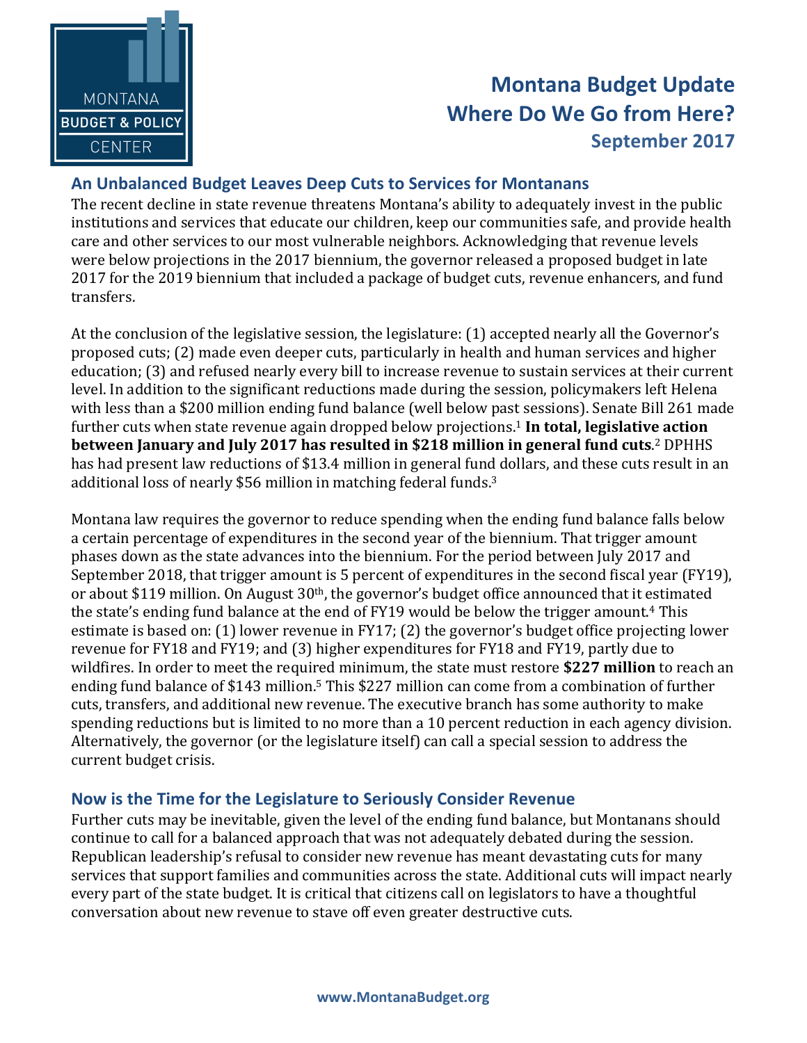# Montana Budget Update
# Where Do We Go from Here?
### September 2017

## An Unbalanced Budget Leaves Deep Cuts to Services for Montanans

The recent decline in state revenue threatens Montana's ability to adequately invest in the public institutions and services that educate our children, keep our communities safe, and provide health care and other services to our most vulnerable neighbors. Acknowledging that revenue levels were below projections in the 2017 biennium, the governor released a proposed budget in late 2017 for the 2019 biennium that included a package of budget cuts, revenue enhancers, and fund transfers.

At the conclusion of the legislative session, the legislature: (1) accepted nearly all the Governor's proposed cuts; (2) made even deeper cuts, particularly in health and human services and higher education; (3) and refused nearly every bill to increase revenue to sustain services at their current level. In addition to the significant reductions made during the session, policymakers left Helena with less than a $200 million ending fund balance (well below past sessions). Senate Bill 261 made further cuts when state revenue again dropped below projections.[1] **In total, legislative action between January and July 2017 has resulted in $218 million in general fund cuts**.[2] DPHHS has had present law reductions of $13.4 million in general fund dollars, and these cuts result in an additional loss of nearly $56 million in matching federal funds.[3]

Montana law requires the governor to reduce spending when the ending fund balance falls below a certain percentage of expenditures in the second year of the biennium. That trigger amount phases down as the state advances into the biennium. For the period between July 2017 and September 2018, that trigger amount is 5 percent of expenditures in the second fiscal year (FY19), or about $119 million. On August 30th, the governor's budget office announced that it estimated the state's ending fund balance at the end of FY19 would be below the trigger amount.[4] This estimate is based on: (1) lower revenue in FY17; (2) the governor's budget office projecting lower revenue for FY18 and FY19; and (3) higher expenditures for FY18 and FY19, partly due to wildfires. In order to meet the required minimum, the state must restore **$227 million** to reach an ending fund balance of $143 million.[5] This $227 million can come from a combination of further cuts, transfers, and additional new revenue. The executive branch has some authority to make spending reductions but is limited to no more than a 10 percent reduction in each agency division. Alternatively, the governor (or the legislature itself) can call a special session to address the current budget crisis.

## Now is the Time for the Legislature to Seriously Consider Revenue

Further cuts may be inevitable, given the level of the ending fund balance, but Montanans should continue to call for a balanced approach that was not adequately debated during the session. Republican leadership's refusal to consider new revenue has meant devastating cuts for many services that support families and communities across the state. Additional cuts will impact nearly every part of the state budget. It is critical that citizens call on legislators to have a thoughtful conversation about new revenue to stave off even greater destructive cuts.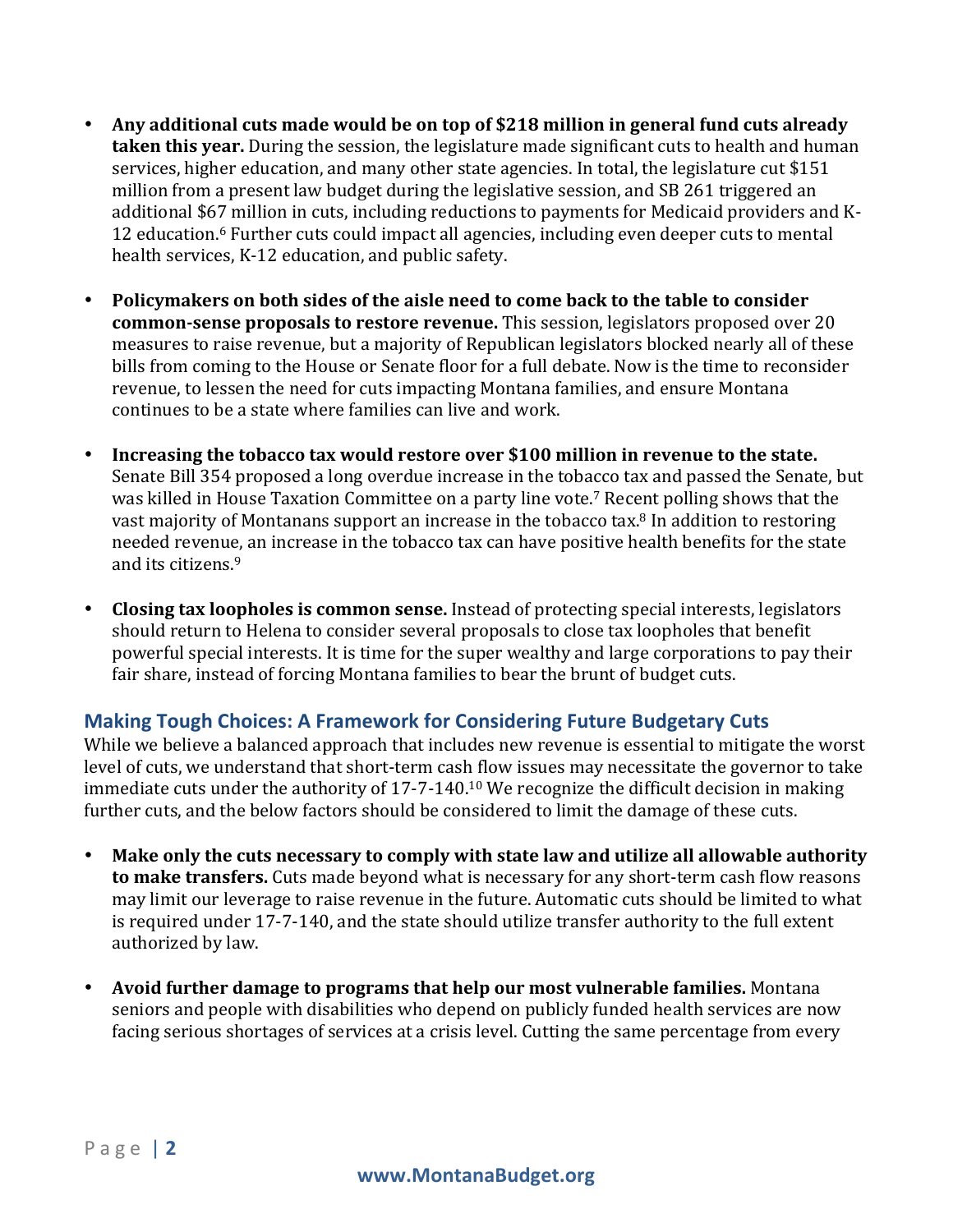- **Any additional cuts made would be on top of $218 million in general fund cuts already taken this year.** During the session, the legislature made significant cuts to health and human services, higher education, and many other state agencies. In total, the legislature cut $151 million from a present law budget during the legislative session, and SB 261 triggered an additional $67 million in cuts, including reductions to payments for Medicaid providers and K-12 education.[6] Further cuts could impact all agencies, including even deeper cuts to mental health services, K-12 education, and public safety.

- **Policymakers on both sides of the aisle need to come back to the table to consider common-sense proposals to restore revenue.** This session, legislators proposed over 20 measures to raise revenue, but a majority of Republican legislators blocked nearly all of these bills from coming to the House or Senate floor for a full debate. Now is the time to reconsider revenue, to lessen the need for cuts impacting Montana families, and ensure Montana continues to be a state where families can live and work.

- **Increasing the tobacco tax would restore over $100 million in revenue to the state.** Senate Bill 354 proposed a long overdue increase in the tobacco tax and passed the Senate, but was killed in House Taxation Committee on a party line vote.[7] Recent polling shows that the vast majority of Montanans support an increase in the tobacco tax.[8] In addition to restoring needed revenue, an increase in the tobacco tax can have positive health benefits for the state and its citizens.[9]

- **Closing tax loopholes is common sense.** Instead of protecting special interests, legislators should return to Helena to consider several proposals to close tax loopholes that benefit powerful special interests. It is time for the super wealthy and large corporations to pay their fair share, instead of forcing Montana families to bear the brunt of budget cuts.

## Making Tough Choices: A Framework for Considering Future Budgetary Cuts

While we believe a balanced approach that includes new revenue is essential to mitigate the worst level of cuts, we understand that short-term cash flow issues may necessitate the governor to take immediate cuts under the authority of 17-7-140.[10] We recognize the difficult decision in making further cuts, and the below factors should be considered to limit the damage of these cuts.

- **Make only the cuts necessary to comply with state law and utilize all allowable authority to make transfers.** Cuts made beyond what is necessary for any short-term cash flow reasons may limit our leverage to raise revenue in the future. Automatic cuts should be limited to what is required under 17-7-140, and the state should utilize transfer authority to the full extent authorized by law.

- **Avoid further damage to programs that help our most vulnerable families.** Montana seniors and people with disabilities who depend on publicly funded health services are now facing serious shortages of services at a crisis level. Cutting the same percentage from every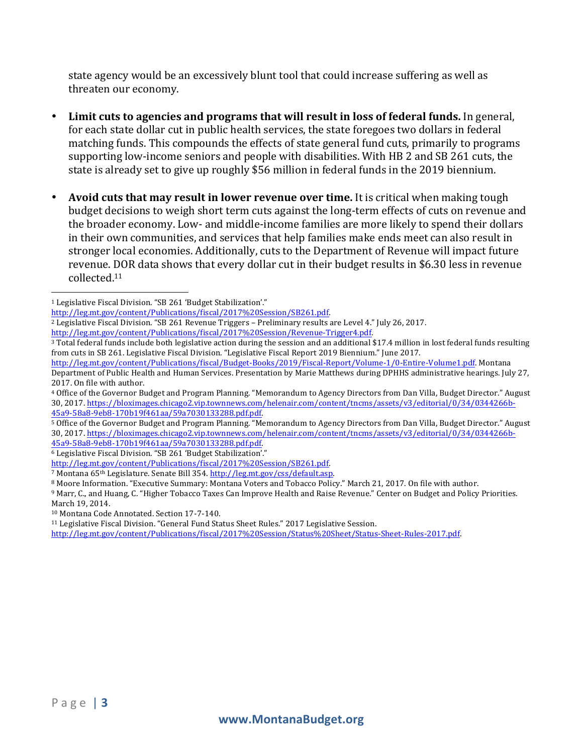state agency would be an excessively blunt tool that could increase suffering as well as threaten our economy.

- **Limit cuts to agencies and programs that will result in loss of federal funds.** In general, for each state dollar cut in public health services, the state foregoes two dollars in federal matching funds. This compounds the effects of state general fund cuts, primarily to programs supporting low-income seniors and people with disabilities. With HB 2 and SB 261 cuts, the state is already set to give up roughly $56 million in federal funds in the 2019 biennium.

- **Avoid cuts that may result in lower revenue over time.** It is critical when making tough budget decisions to weigh short term cuts against the long-term effects of cuts on revenue and the broader economy. Low- and middle-income families are more likely to spend their dollars in their own communities, and services that help families make ends meet can also result in stronger local economies. Additionally, cuts to the Department of Revenue will impact future revenue. DOR data shows that every dollar cut in their budget results in $6.30 less in revenue collected.[11]

---

[1] Legislative Fiscal Division. "SB 261 'Budget Stabilization'." http://leg.mt.gov/content/Publications/fiscal/2017%20Session/SB261.pdf.

[2] Legislative Fiscal Division. "SB 261 Revenue Triggers – Preliminary results are Level 4." July 26, 2017. http://leg.mt.gov/content/Publications/fiscal/2017%20Session/Revenue-Trigger4.pdf.

[3] Total federal funds include both legislative action during the session and an additional $17.4 million in lost federal funds resulting from cuts in SB 261. Legislative Fiscal Division. "Legislative Fiscal Report 2019 Biennium." June 2017. http://leg.mt.gov/content/Publications/fiscal/Budget-Books/2019/Fiscal-Report/Volume-1/0-Entire-Volume1.pdf. Montana Department of Public Health and Human Services. Presentation by Marie Matthews during DPHHS administrative hearings. July 27, 2017. On file with author.

[4] Office of the Governor Budget and Program Planning. "Memorandum to Agency Directors from Dan Villa, Budget Director." August 30, 2017. https://bloximages.chicago2.vip.townnews.com/helenair.com/content/tncms/assets/v3/editorial/0/34/0344266b-45a9-58a8-9eb8-170b19f461aa/59a7030133288.pdf.pdf.

[5] Office of the Governor Budget and Program Planning. "Memorandum to Agency Directors from Dan Villa, Budget Director." August 30, 2017. https://bloximages.chicago2.vip.townnews.com/helenair.com/content/tncms/assets/v3/editorial/0/34/0344266b-45a9-58a8-9eb8-170b19f461aa/59a7030133288.pdf.pdf.

[6] Legislative Fiscal Division. "SB 261 'Budget Stabilization'." http://leg.mt.gov/content/Publications/fiscal/2017%20Session/SB261.pdf.

[7] Montana 65th Legislature. Senate Bill 354. http://leg.mt.gov/css/default.asp.

[8] Moore Information. "Executive Summary: Montana Voters and Tobacco Policy." March 21, 2017. On file with author.

[9] Marr, C., and Huang, C. "Higher Tobacco Taxes Can Improve Health and Raise Revenue." Center on Budget and Policy Priorities. March 19, 2014.

[10] Montana Code Annotated. Section 17-7-140.

[11] Legislative Fiscal Division. "General Fund Status Sheet Rules." 2017 Legislative Session. http://leg.mt.gov/content/Publications/fiscal/2017%20Session/Status%20Sheet/Status-Sheet-Rules-2017.pdf.